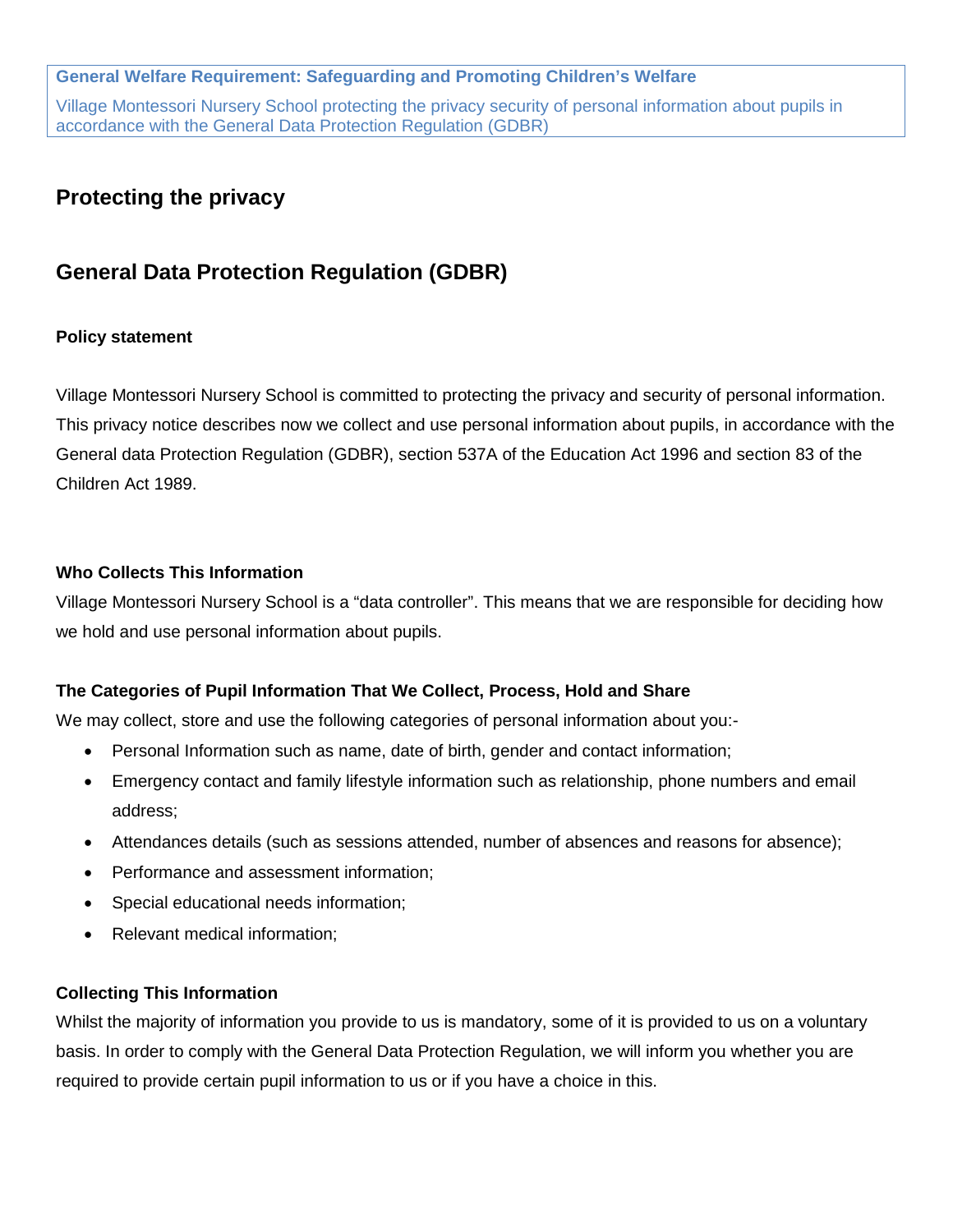**General Welfare Requirement: Safeguarding and Promoting Children's Welfare**

Village Montessori Nursery School protecting the privacy security of personal information about pupils in accordance with the General Data Protection Regulation (GDBR)

## Protecting the privacy

## General Data Protection Regulation (GDBR)

### Policy statement

Village Montessori Nursery School is committed to protecting the privacy and security of personal information. This privacy notice describes now we collect and use personal information about pupils, in accordance with the General data Protection Regulation (GDBR), section 537A of the Education Act 1996 and section 83 of the Children Act 1989.

### Who Collects This Information

Village Montessori Nursery School is a "data controller". This means that we are responsible for deciding how we hold and use personal information about pupils.

### The Categories of Pupil Information That We Collect, Process, Hold and Share

We may collect, store and use the following categories of personal information about you:-

- Personal Information such as name, date of birth, gender and contact information;
- Emergency contact and family lifestyle information such as relationship, phone numbers and email address;
- Attendances details (such as sessions attended, number of absences and reasons for absence);
- Performance and assessment information;
- Special educational needs information;
- Relevant medical information;

### Collecting This Information

Whilst the majority of information you provide to us is mandatory, some of it is provided to us on a voluntary basis. In order to comply with the General Data Protection Regulation, we will inform you whether you are required to provide certain pupil information to us or if you have a choice in this.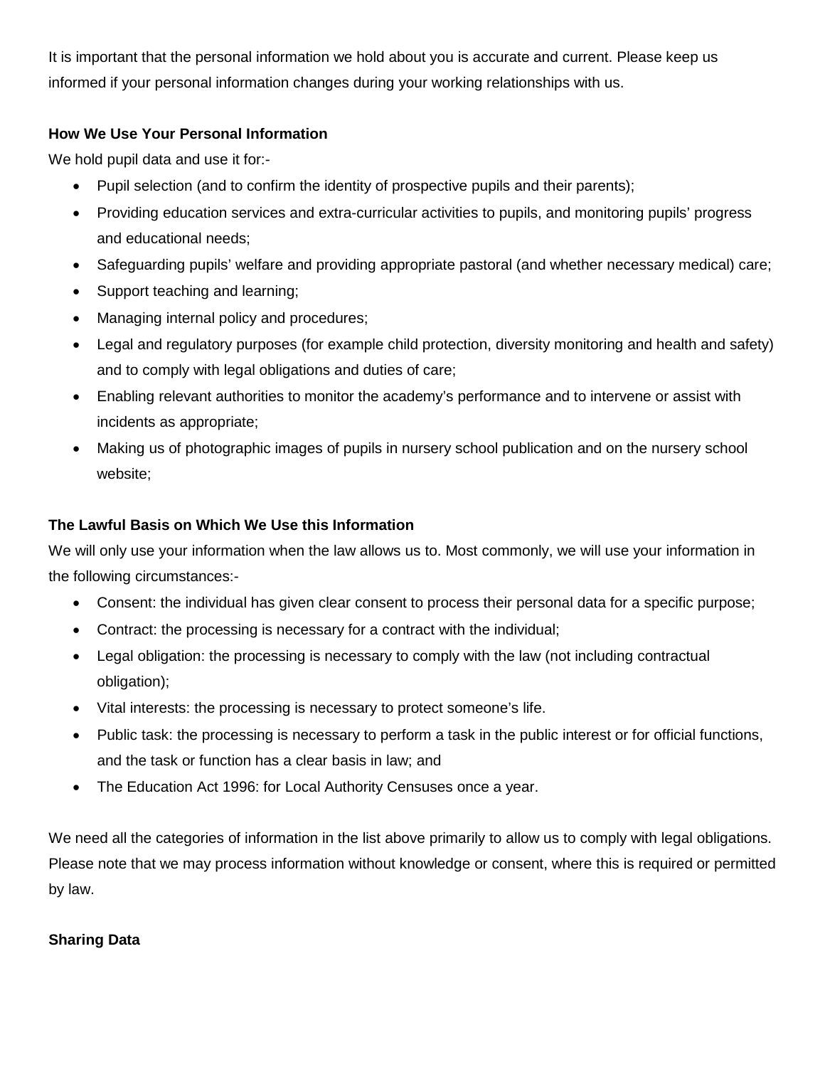It is important that the personal information we hold about you is accurate and current. Please keep us informed if your personal information changes during your working relationships with us.

**How We Use Your Personal Information**

We hold pupil data and use it for:-

- Pupil selection (and to confirm the identity of prospective pupils and their parents);
- Providing education services and extra-curricular activities to pupils, and monitoring pupils' progress and educational needs;
- Safeguarding pupils' welfare and providing appropriate pastoral (and whether necessary medical) care;
- Support teaching and learning;
- Managing internal policy and procedures;
- Legal and regulatory purposes (for example child protection, diversity monitoring and health and safety) and to comply with legal obligations and duties of care;
- Enabling relevant authorities to monitor the academy's performance and to intervene or assist with incidents as appropriate;
- Making us of photographic images of pupils in nursery school publication and on the nursery school website;

**The Lawful Basis on Which We Use this Information**

We will only use your information when the law allows us to. Most commonly, we will use your information in the following circumstances:-

- Consent: the individual has given clear consent to process their personal data for a specific purpose;
- Contract: the processing is necessary for a contract with the individual;
- Legal obligation: the processing is necessary to comply with the law (not including contractual obligation);
- Vital interests: the processing is necessary to protect someone's life.
- Public task: the processing is necessary to perform a task in the public interest or for official functions, and the task or function has a clear basis in law; and
- The Education Act 1996: for Local Authority Censuses once a year.

We need all the categories of information in the list above primarily to allow us to comply with legal obligations. Please note that we may process information without knowledge or consent, where this is required or permitted by law.

**Sharing Data**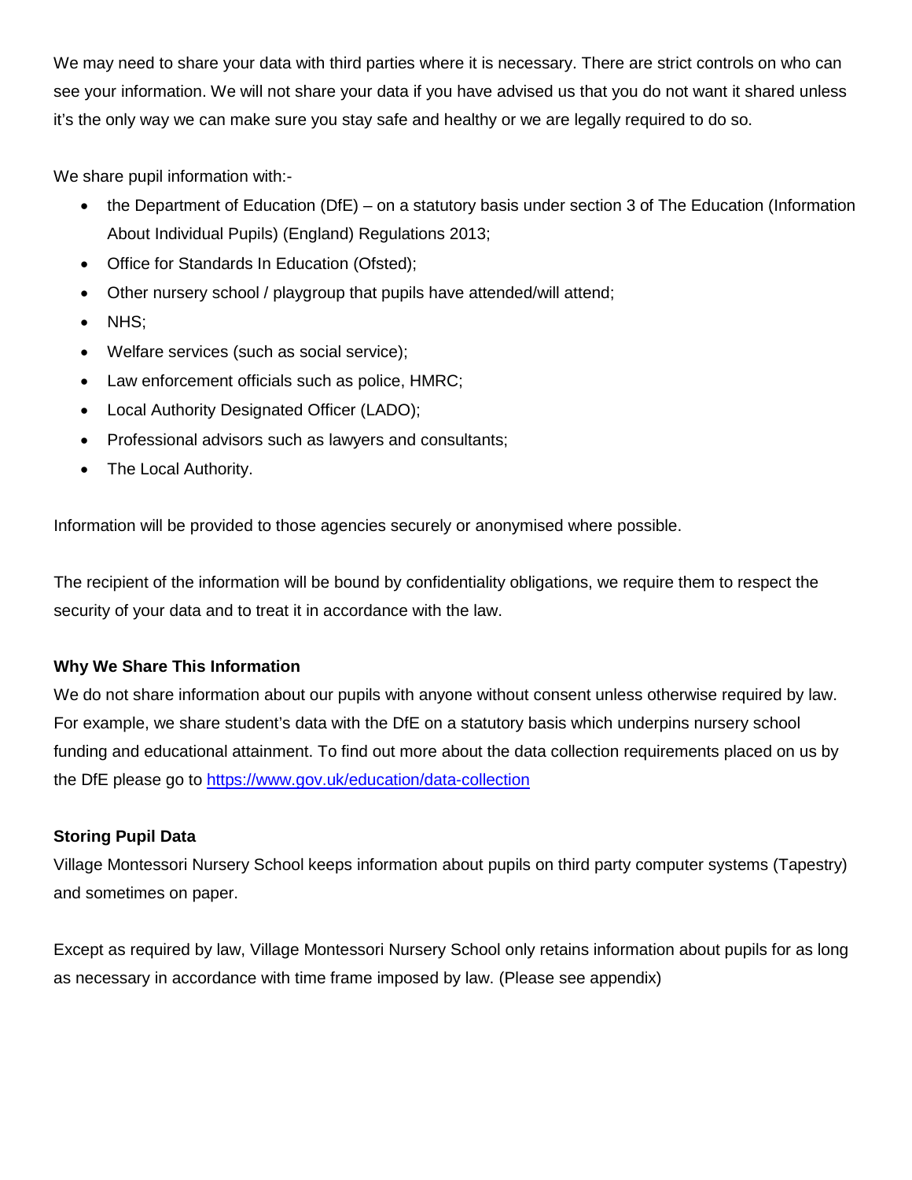We may need to share your data with third parties where it is necessary. There are strict controls on who can see your information. We will not share your data if you have advised us that you do not want it shared unless it's the only way we can make sure you stay safe and healthy or we are legally required to do so.

We share pupil information with:-

- the Department of Education (DfE) – on a statutory basis under section 3 of The Education (Information About Individual Pupils) (England) Regulations 2013;
- Office for Standards In Education (Ofsted);
- Other nursery school / playgroup that pupils have attended/will attend;
- NHS;
- Welfare services (such as social service);
- Law enforcement officials such as police, HMRC;
- Local Authority Designated Officer (LADO);
- Professional advisors such as lawyers and consultants;
- The Local Authority.

Information will be provided to those agencies securely or anonymised where possible.

The recipient of the information will be bound by confidentiality obligations, we require them to respect the security of your data and to treat it in accordance with the law.

**Why We Share This Information**

We do not share information about our pupils with anyone without consent unless otherwise required by law. For example, we share student's data with the DfE on a statutory basis which underpins nursery school funding and educational attainment. To find out more about the data collection requirements placed on us by the DfE please go to [https://www.gov.uk/education/data-collection](https://www.gov.uk/education/data-collection)

**Storing Pupil Data**

Village Montessori Nursery School keeps information about pupils on third party computer systems (Tapestry) and sometimes on paper.

Except as required by law, Village Montessori Nursery School only retains information about pupils for as long as necessary in accordance with time frame imposed by law. (Please see appendix)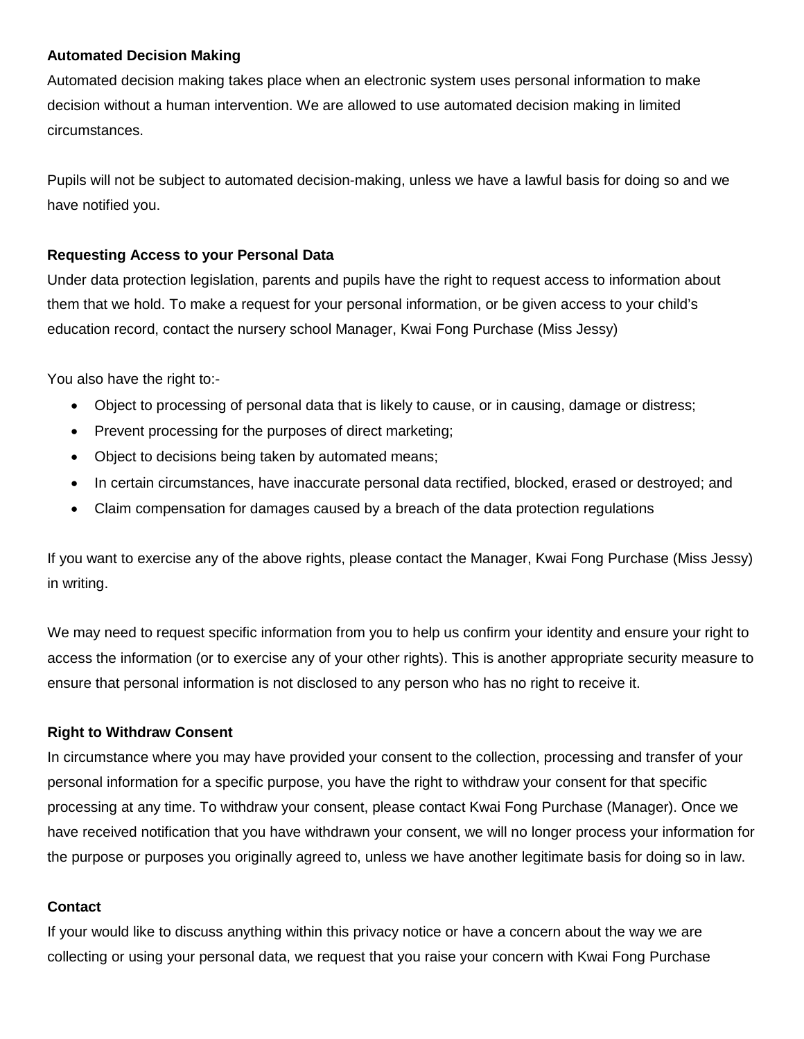**Automated Decision Making**

Automated decision making takes place when an electronic system uses personal information to make decision without a human intervention. We are allowed to use automated decision making in limited circumstances.

Pupils will not be subject to automated decision-making, unless we have a lawful basis for doing so and we have notified you.

**Requesting Access to your Personal Data**

Under data protection legislation, parents and pupils have the right to request access to information about them that we hold. To make a request for your personal information, or be given access to your child's education record, contact the nursery school Manager, Kwai Fong Purchase (Miss Jessy)

You also have the right to:-

- Object to processing of personal data that is likely to cause, or in causing, damage or distress;
- Prevent processing for the purposes of direct marketing;
- Object to decisions being taken by automated means;
- In certain circumstances, have inaccurate personal data rectified, blocked, erased or destroyed; and
- Claim compensation for damages caused by a breach of the data protection regulations

If you want to exercise any of the above rights, please contact the Manager, Kwai Fong Purchase (Miss Jessy) in writing.

We may need to request specific information from you to help us confirm your identity and ensure your right to access the information (or to exercise any of your other rights). This is another appropriate security measure to ensure that personal information is not disclosed to any person who has no right to receive it.

**Right to Withdraw Consent**

In circumstance where you may have provided your consent to the collection, processing and transfer of your personal information for a specific purpose, you have the right to withdraw your consent for that specific processing at any time. To withdraw your consent, please contact Kwai Fong Purchase (Manager). Once we have received notification that you have withdrawn your consent, we will no longer process your information for the purpose or purposes you originally agreed to, unless we have another legitimate basis for doing so in law.

**Contact**

If your would like to discuss anything within this privacy notice or have a concern about the way we are collecting or using your personal data, we request that you raise your concern with Kwai Fong Purchase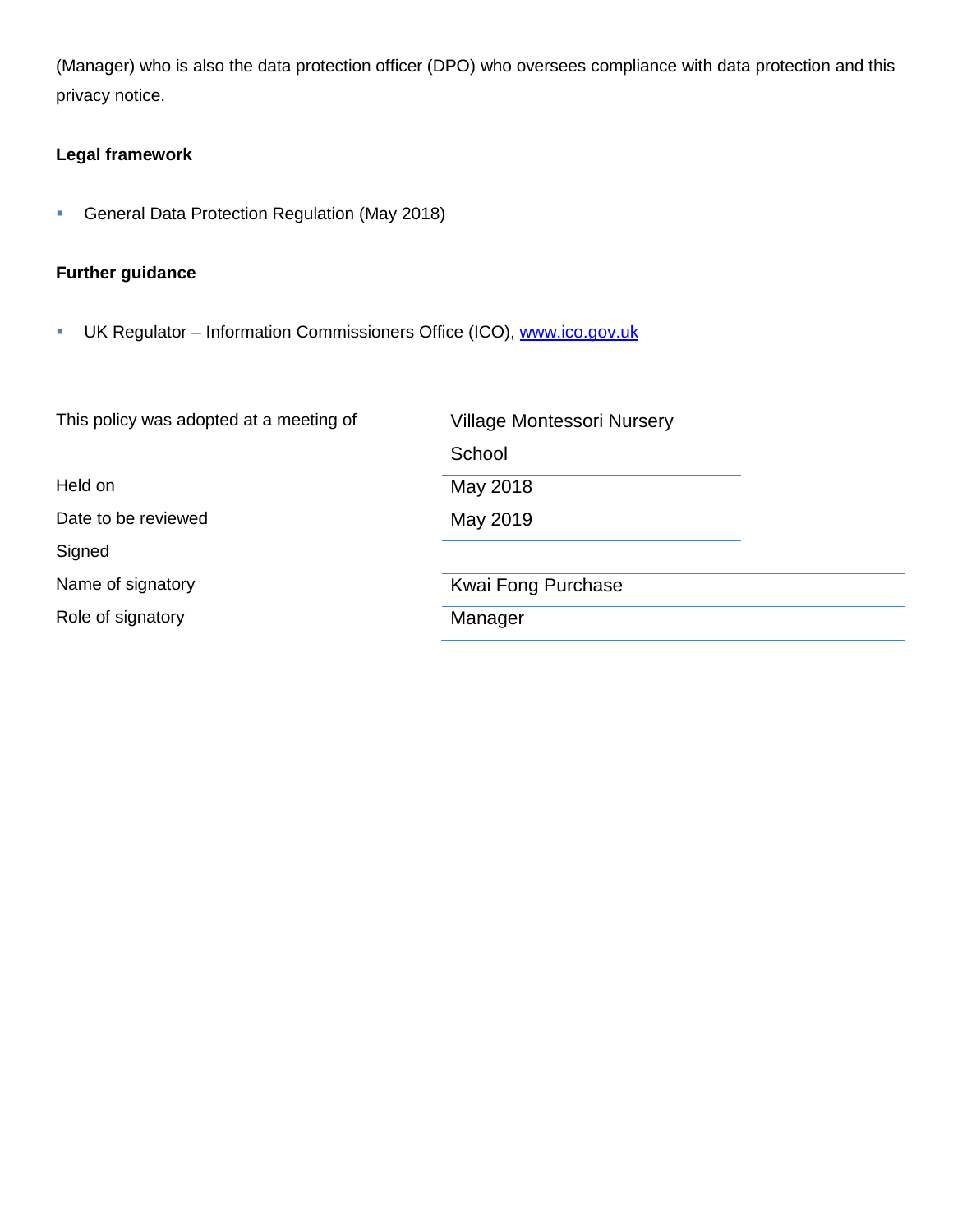(Manager) who is also the data protection officer (DPO) who oversees compliance with data protection and this privacy notice.

**Legal framework**

- General Data Protection Regulation (May 2018)

**Further guidance**

- UK Regulator – Information Commissioners Office (ICO), [www.ico.gov.uk](http://www.ico.gov.uk)

| | |
|---|---|
| This policy was adopted at a meeting of | Village Montessori Nursery School |
| Held on | May 2018 |
| Date to be reviewed | May 2019 |
| Signed | |
| Name of signatory | Kwai Fong Purchase |
| Role of signatory | Manager |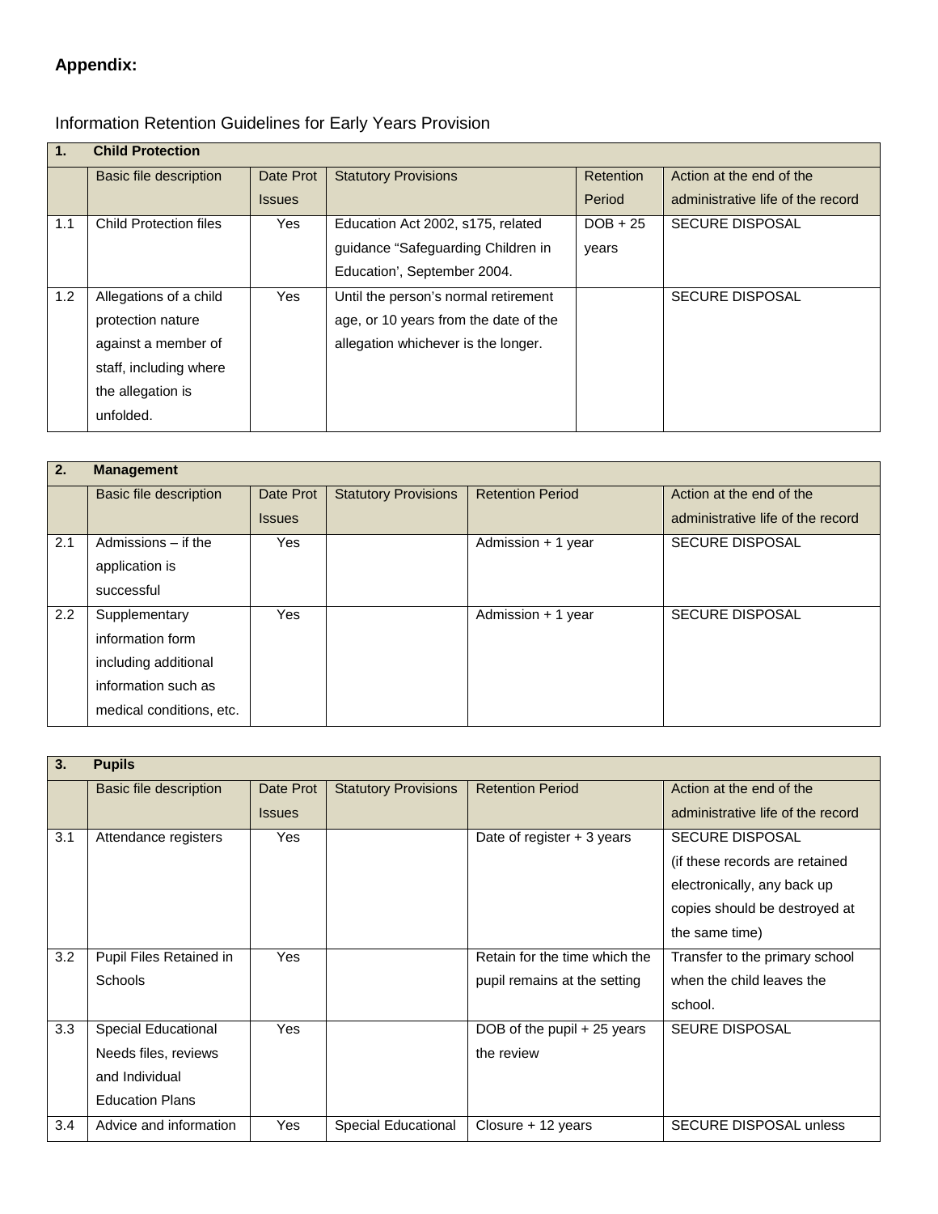**Appendix:**

Information Retention Guidelines for Early Years Provision

| 1. | Child Protection | | | | |
|---|---|---|---|---|---|
| | Basic file description | Date Prot Issues | Statutory Provisions | Retention Period | Action at the end of the administrative life of the record |
| 1.1 | Child Protection files | Yes | Education Act 2002, s175, related guidance "Safeguarding Children in Education', September 2004. | DOB + 25 years | SECURE DISPOSAL |
| 1.2 | Allegations of a child protection nature against a member of staff, including where the allegation is unfolded. | Yes | Until the person's normal retirement age, or 10 years from the date of the allegation whichever is the longer. | | SECURE DISPOSAL |

| 2. | Management | | | | |
|---|---|---|---|---|---|
| | Basic file description | Date Prot Issues | Statutory Provisions | Retention Period | Action at the end of the administrative life of the record |
| 2.1 | Admissions – if the application is successful | Yes | | Admission + 1 year | SECURE DISPOSAL |
| 2.2 | Supplementary information form including additional information such as medical conditions, etc. | Yes | | Admission + 1 year | SECURE DISPOSAL |

| 3. | Pupils | | | | |
|---|---|---|---|---|---|
| | Basic file description | Date Prot Issues | Statutory Provisions | Retention Period | Action at the end of the administrative life of the record |
| 3.1 | Attendance registers | Yes | | Date of register + 3 years | SECURE DISPOSAL (if these records are retained electronically, any back up copies should be destroyed at the same time) |
| 3.2 | Pupil Files Retained in Schools | Yes | | Retain for the time which the pupil remains at the setting | Transfer to the primary school when the child leaves the school. |
| 3.3 | Special Educational Needs files, reviews and Individual Education Plans | Yes | | DOB of the pupil + 25 years the review | SEURE DISPOSAL |
| 3.4 | Advice and information | Yes | Special Educational | Closure + 12 years | SECURE DISPOSAL unless |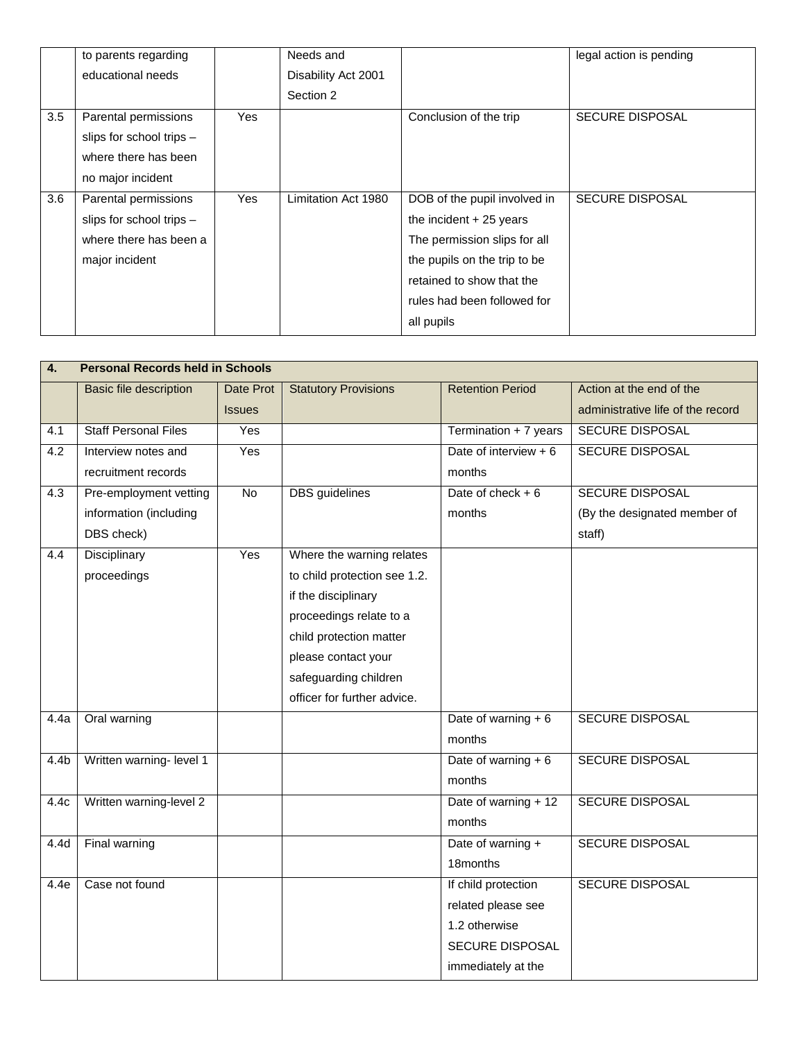| | | | | | |
|---|---|---|---|---|---|
| | to parents regarding educational needs | | Needs and Disability Act 2001 Section 2 | | legal action is pending |
| 3.5 | Parental permissions slips for school trips – where there has been no major incident | Yes | | Conclusion of the trip | SECURE DISPOSAL |
| 3.6 | Parental permissions slips for school trips – where there has been a major incident | Yes | Limitation Act 1980 | DOB of the pupil involved in the incident + 25 years The permission slips for all the pupils on the trip to be retained to show that the rules had been followed for all pupils | SECURE DISPOSAL |

| **4.** | **Personal Records held in Schools** | | | | |
|---|---|---|---|---|---|
| | Basic file description | Date Prot Issues | Statutory Provisions | Retention Period | Action at the end of the administrative life of the record |
| 4.1 | Staff Personal Files | Yes | | Termination + 7 years | SECURE DISPOSAL |
| 4.2 | Interview notes and recruitment records | Yes | | Date of interview + 6 months | SECURE DISPOSAL |
| 4.3 | Pre-employment vetting information (including DBS check) | No | DBS guidelines | Date of check + 6 months | SECURE DISPOSAL (By the designated member of staff) |
| 4.4 | Disciplinary proceedings | Yes | Where the warning relates to child protection see 1.2. if the disciplinary proceedings relate to a child protection matter please contact your safeguarding children officer for further advice. | | |
| 4.4a | Oral warning | | | Date of warning + 6 months | SECURE DISPOSAL |
| 4.4b | Written warning- level 1 | | | Date of warning + 6 months | SECURE DISPOSAL |
| 4.4c | Written warning-level 2 | | | Date of warning + 12 months | SECURE DISPOSAL |
| 4.4d | Final warning | | | Date of warning + 18months | SECURE DISPOSAL |
| 4.4e | Case not found | | | If child protection related please see 1.2 otherwise SECURE DISPOSAL immediately at the | SECURE DISPOSAL |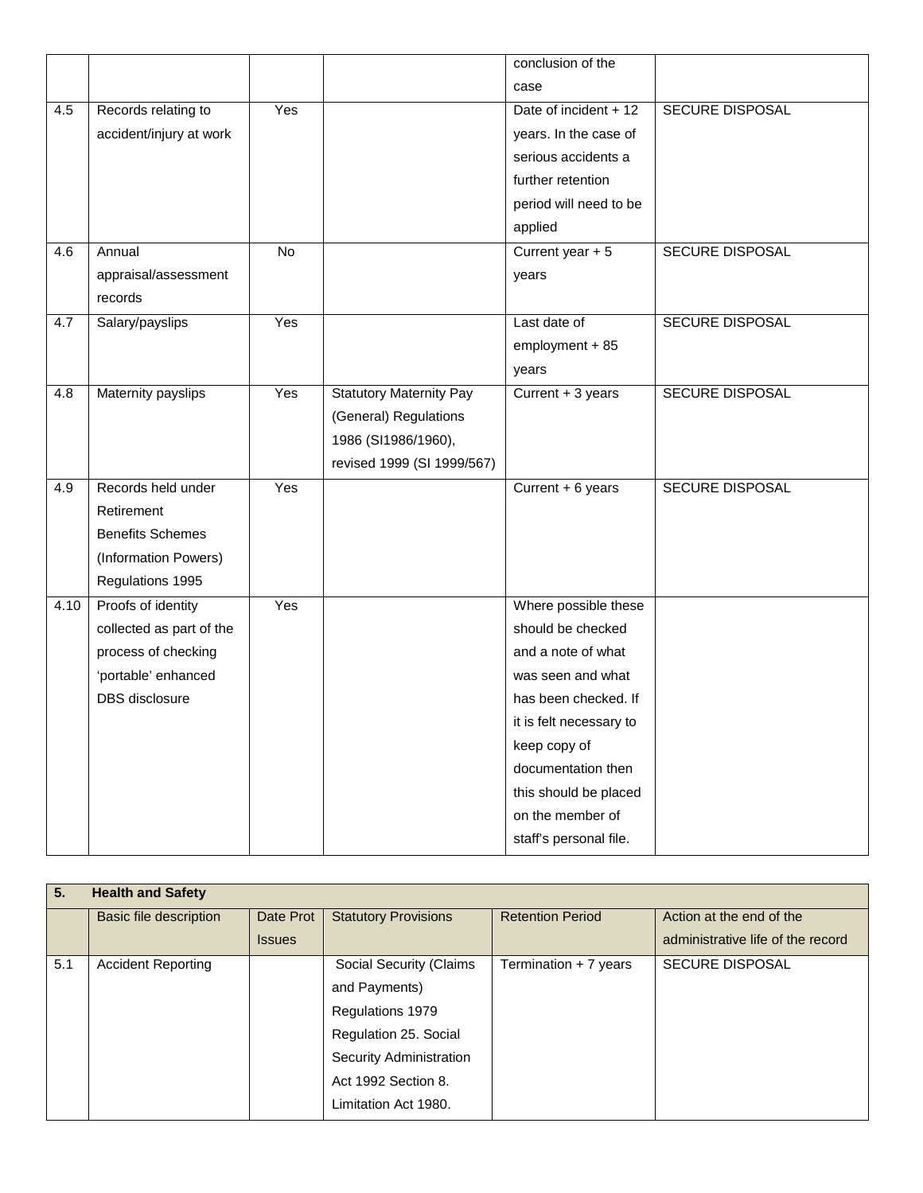| | | | | | |
|---|---|---|---|---|---|
| | | | | conclusion of the case | |
| 4.5 | Records relating to accident/injury at work | Yes | | Date of incident + 12 years. In the case of serious accidents a further retention period will need to be applied | SECURE DISPOSAL |
| 4.6 | Annual appraisal/assessment records | No | | Current year + 5 years | SECURE DISPOSAL |
| 4.7 | Salary/payslips | Yes | | Last date of employment + 85 years | SECURE DISPOSAL |
| 4.8 | Maternity payslips | Yes | Statutory Maternity Pay (General) Regulations 1986 (SI1986/1960), revised 1999 (SI 1999/567) | Current + 3 years | SECURE DISPOSAL |
| 4.9 | Records held under Retirement Benefits Schemes (Information Powers) Regulations 1995 | Yes | | Current + 6 years | SECURE DISPOSAL |
| 4.10 | Proofs of identity collected as part of the process of checking 'portable' enhanced DBS disclosure | Yes | | Where possible these should be checked and a note of what was seen and what has been checked. If it is felt necessary to keep copy of documentation then this should be placed on the member of staff's personal file. | |

| **5.** | **Health and Safety** | | | | |
|---|---|---|---|---|---|
| | Basic file description | Date Prot Issues | Statutory Provisions | Retention Period | Action at the end of the administrative life of the record |
| 5.1 | Accident Reporting | | Social Security (Claims and Payments) Regulations 1979 Regulation 25. Social Security Administration Act 1992 Section 8. Limitation Act 1980. | Termination + 7 years | SECURE DISPOSAL |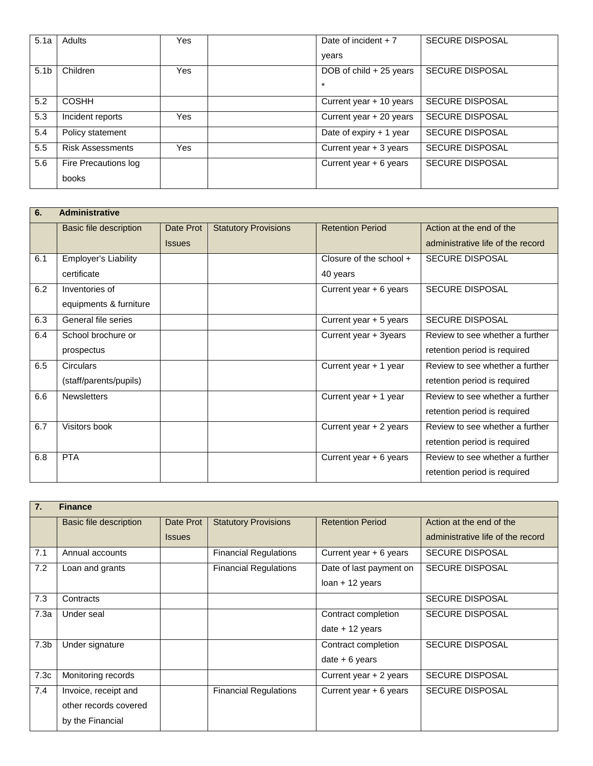| | | | | | |
|---|---|---|---|---|---|
| 5.1a | Adults | Yes | | Date of incident + 7 years | SECURE DISPOSAL |
| 5.1b | Children | Yes | | DOB of child + 25 years * | SECURE DISPOSAL |
| 5.2 | COSHH | | | Current year + 10 years | SECURE DISPOSAL |
| 5.3 | Incident reports | Yes | | Current year + 20 years | SECURE DISPOSAL |
| 5.4 | Policy statement | | | Date of expiry + 1 year | SECURE DISPOSAL |
| 5.5 | Risk Assessments | Yes | | Current year + 3 years | SECURE DISPOSAL |
| 5.6 | Fire Precautions log books | | | Current year + 6 years | SECURE DISPOSAL |

| **6.** | **Administrative** | | | | |
|---|---|---|---|---|---|
| | Basic file description | Date Prot Issues | Statutory Provisions | Retention Period | Action at the end of the administrative life of the record |
| 6.1 | Employer's Liability certificate | | | Closure of the school + 40 years | SECURE DISPOSAL |
| 6.2 | Inventories of equipments & furniture | | | Current year + 6 years | SECURE DISPOSAL |
| 6.3 | General file series | | | Current year + 5 years | SECURE DISPOSAL |
| 6.4 | School brochure or prospectus | | | Current year + 3years | Review to see whether a further retention period is required |
| 6.5 | Circulars (staff/parents/pupils) | | | Current year + 1 year | Review to see whether a further retention period is required |
| 6.6 | Newsletters | | | Current year + 1 year | Review to see whether a further retention period is required |
| 6.7 | Visitors book | | | Current year + 2 years | Review to see whether a further retention period is required |
| 6.8 | PTA | | | Current year + 6 years | Review to see whether a further retention period is required |

| **7.** | **Finance** | | | | |
|---|---|---|---|---|---|
| | Basic file description | Date Prot Issues | Statutory Provisions | Retention Period | Action at the end of the administrative life of the record |
| 7.1 | Annual accounts | | Financial Regulations | Current year + 6 years | SECURE DISPOSAL |
| 7.2 | Loan and grants | | Financial Regulations | Date of last payment on loan + 12 years | SECURE DISPOSAL |
| 7.3 | Contracts | | | | SECURE DISPOSAL |
| 7.3a | Under seal | | | Contract completion date + 12 years | SECURE DISPOSAL |
| 7.3b | Under signature | | | Contract completion date + 6 years | SECURE DISPOSAL |
| 7.3c | Monitoring records | | | Current year + 2 years | SECURE DISPOSAL |
| 7.4 | Invoice, receipt and other records covered by the Financial | | Financial Regulations | Current year + 6 years | SECURE DISPOSAL |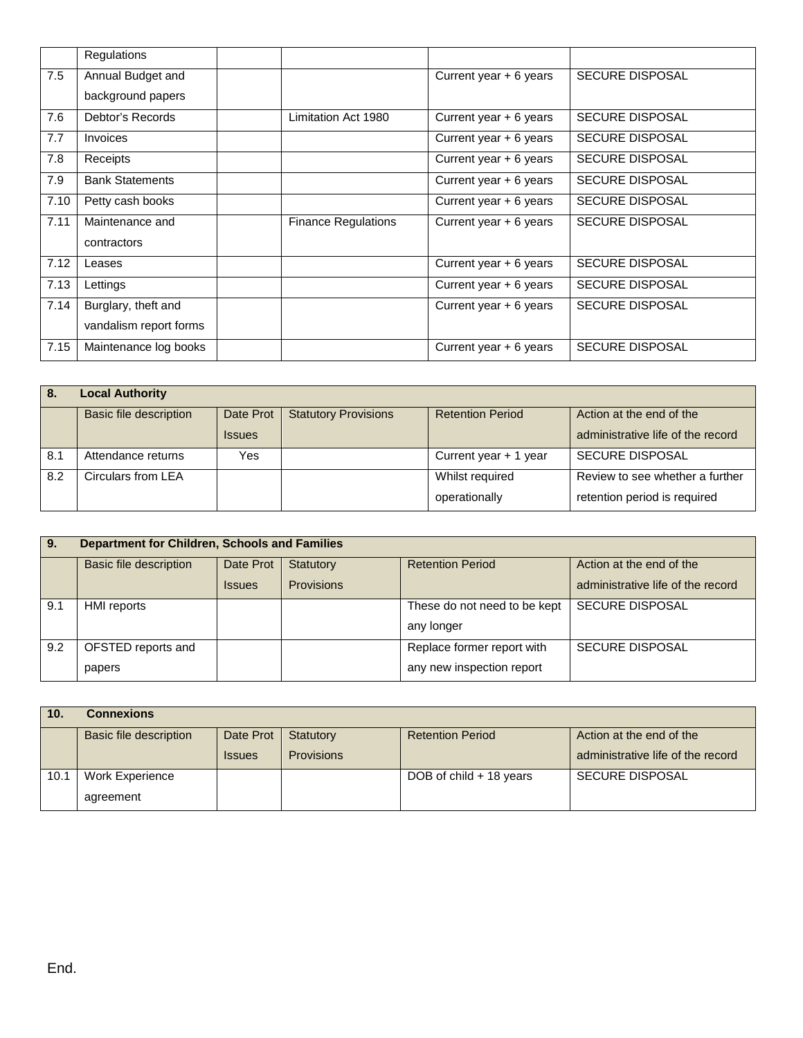| | | | | | |
|---|---|---|---|---|---|
| | Regulations | | | | |
| 7.5 | Annual Budget and background papers | | | Current year + 6 years | SECURE DISPOSAL |
| 7.6 | Debtor's Records | | Limitation Act 1980 | Current year + 6 years | SECURE DISPOSAL |
| 7.7 | Invoices | | | Current year + 6 years | SECURE DISPOSAL |
| 7.8 | Receipts | | | Current year + 6 years | SECURE DISPOSAL |
| 7.9 | Bank Statements | | | Current year + 6 years | SECURE DISPOSAL |
| 7.10 | Petty cash books | | | Current year + 6 years | SECURE DISPOSAL |
| 7.11 | Maintenance and contractors | | Finance Regulations | Current year + 6 years | SECURE DISPOSAL |
| 7.12 | Leases | | | Current year + 6 years | SECURE DISPOSAL |
| 7.13 | Lettings | | | Current year + 6 years | SECURE DISPOSAL |
| 7.14 | Burglary, theft and vandalism report forms | | | Current year + 6 years | SECURE DISPOSAL |
| 7.15 | Maintenance log books | | | Current year + 6 years | SECURE DISPOSAL |

| **8.** | **Local Authority** | | | | |
|---|---|---|---|---|---|
| | Basic file description | Date Prot Issues | Statutory Provisions | Retention Period | Action at the end of the administrative life of the record |
| 8.1 | Attendance returns | Yes | | Current year + 1 year | SECURE DISPOSAL |
| 8.2 | Circulars from LEA | | | Whilst required operationally | Review to see whether a further retention period is required |

| **9.** | **Department for Children, Schools and Families** | | | | |
|---|---|---|---|---|---|
| | Basic file description | Date Prot Issues | Statutory Provisions | Retention Period | Action at the end of the administrative life of the record |
| 9.1 | HMI reports | | | These do not need to be kept any longer | SECURE DISPOSAL |
| 9.2 | OFSTED reports and papers | | | Replace former report with any new inspection report | SECURE DISPOSAL |

| **10.** | **Connexions** | | | | |
|---|---|---|---|---|---|
| | Basic file description | Date Prot Issues | Statutory Provisions | Retention Period | Action at the end of the administrative life of the record |
| 10.1 | Work Experience agreement | | | DOB of child + 18 years | SECURE DISPOSAL |

End.